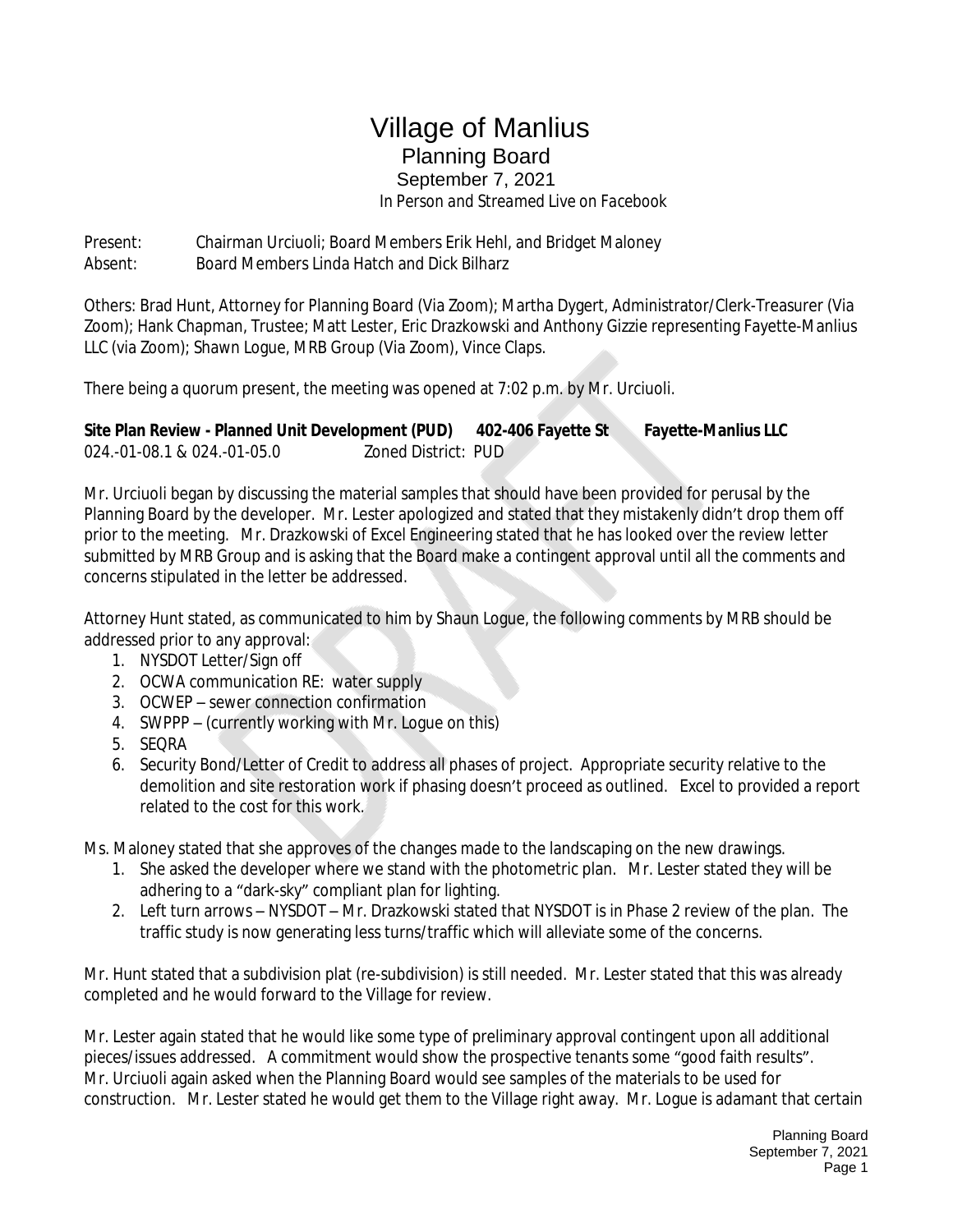# Village of Manlius

## Planning Board

### September 7, 2021

*In Person and Streamed Live on Facebook*

Present: Chairman Urciuoli; Board Members Erik Hehl, and Bridget Maloney
Absent: Board Members Linda Hatch and Dick Bilharz

Others: Brad Hunt, Attorney for Planning Board (Via Zoom); Martha Dygert, Administrator/Clerk-Treasurer (Via Zoom); Hank Chapman, Trustee; Matt Lester, Eric Drazkowski and Anthony Gizzie representing Fayette-Manlius LLC (via Zoom); Shawn Logue, MRB Group (Via Zoom), Vince Claps.

There being a quorum present, the meeting was opened at 7:02 p.m. by Mr. Urciuoli.

**Site Plan Review - Planned Unit Development (PUD) 402-406 Fayette St Fayette-Manlius LLC**
024.-01-08.1 & 024.-01-05.0 Zoned District: PUD

Mr. Urciuoli began by discussing the material samples that should have been provided for perusal by the Planning Board by the developer. Mr. Lester apologized and stated that they mistakenly didn't drop them off prior to the meeting. Mr. Drazkowski of Excel Engineering stated that he has looked over the review letter submitted by MRB Group and is asking that the Board make a contingent approval until all the comments and concerns stipulated in the letter be addressed.

Attorney Hunt stated, as communicated to him by Shaun Logue, the following comments by MRB should be addressed prior to any approval:

1. NYSDOT Letter/Sign off
2. OCWA communication RE: water supply
3. OCWEP – sewer connection confirmation
4. SWPPP – (currently working with Mr. Logue on this)
5. SEQRA
6. Security Bond/Letter of Credit to address all phases of project. Appropriate security relative to the demolition and site restoration work if phasing doesn't proceed as outlined. Excel to provided a report related to the cost for this work.

Ms. Maloney stated that she approves of the changes made to the landscaping on the new drawings.

1. She asked the developer where we stand with the photometric plan. Mr. Lester stated they will be adhering to a "dark-sky" compliant plan for lighting.
2. Left turn arrows – NYSDOT – Mr. Drazkowski stated that NYSDOT is in Phase 2 review of the plan. The traffic study is now generating less turns/traffic which will alleviate some of the concerns.

Mr. Hunt stated that a subdivision plat (re-subdivision) is still needed. Mr. Lester stated that this was already completed and he would forward to the Village for review.

Mr. Lester again stated that he would like some type of preliminary approval contingent upon all additional pieces/issues addressed. A commitment would show the prospective tenants some "good faith results". Mr. Urciuoli again asked when the Planning Board would see samples of the materials to be used for construction. Mr. Lester stated he would get them to the Village right away. Mr. Logue is adamant that certain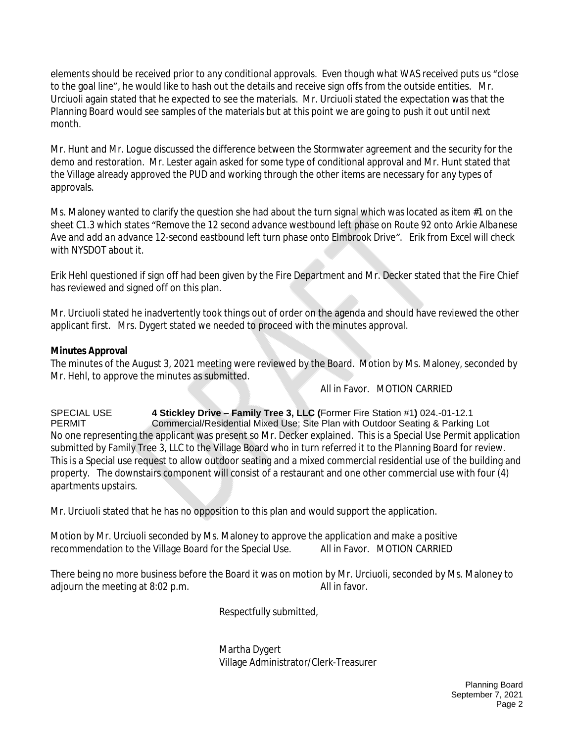elements should be received prior to any conditional approvals. Even though what WAS received puts us "close to the goal line", he would like to hash out the details and receive sign offs from the outside entities. Mr. Urciuoli again stated that he expected to see the materials. Mr. Urciuoli stated the expectation was that the Planning Board would see samples of the materials but at this point we are going to push it out until next month.

Mr. Hunt and Mr. Logue discussed the difference between the Stormwater agreement and the security for the demo and restoration. Mr. Lester again asked for some type of conditional approval and Mr. Hunt stated that the Village already approved the PUD and working through the other items are necessary for any types of approvals.

Ms. Maloney wanted to clarify the question she had about the turn signal which was located as item #1 on the sheet C1.3 which states "*Remove the 12 second advance westbound left phase on Route 92 onto Arkie Albanese Ave and add an advance 12-second eastbound left turn phase onto Elmbrook Drive*". Erik from Excel will check with NYSDOT about it.

Erik Hehl questioned if sign off had been given by the Fire Department and Mr. Decker stated that the Fire Chief has reviewed and signed off on this plan.

Mr. Urciuoli stated he inadvertently took things out of order on the agenda and should have reviewed the other applicant first. Mrs. Dygert stated we needed to proceed with the minutes approval.

**Minutes Approval**

The minutes of the August 3, 2021 meeting were reviewed by the Board. Motion by Ms. Maloney, seconded by Mr. Hehl, to approve the minutes as submitted.

All in Favor. MOTION CARRIED

SPECIAL USE PERMIT **4 Stickley Drive – Family Tree 3, LLC (**Former Fire Station #1**)** 024.-01-12.1
Commercial/Residential Mixed Use; Site Plan with Outdoor Seating & Parking Lot

No one representing the applicant was present so Mr. Decker explained. This is a Special Use Permit application submitted by Family Tree 3, LLC to the Village Board who in turn referred it to the Planning Board for review. This is a Special use request to allow outdoor seating and a mixed commercial residential use of the building and property. The downstairs component will consist of a restaurant and one other commercial use with four (4) apartments upstairs.

Mr. Urciuoli stated that he has no opposition to this plan and would support the application.

Motion by Mr. Urciuoli seconded by Ms. Maloney to approve the application and make a positive recommendation to the Village Board for the Special Use. All in Favor. MOTION CARRIED

There being no more business before the Board it was on motion by Mr. Urciuoli, seconded by Ms. Maloney to adjourn the meeting at 8:02 p.m. All in favor.

Respectfully submitted,

Martha Dygert
Village Administrator/Clerk-Treasurer